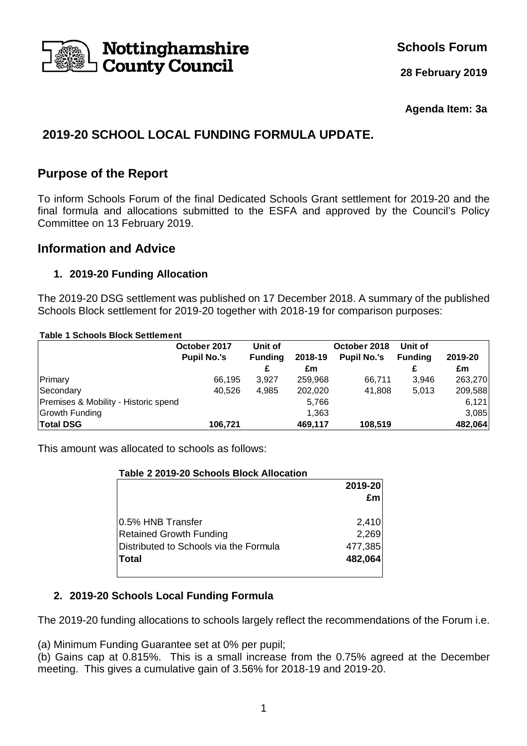Schools Forum

28 February 2019

Agenda Item: 3a

# 2019-20 SCHOOL LOCAL FUNDING FORMULA UPDATE.

## Purpose of the Report

To inform Schools Forum of the final Dedicated Schools Grant settlement for 2019-20 and the final formula and allocations submitted to the ESFA and approved by the Council's Policy Committee on 13 February 2019.

## Information and Advice

### 1. 2019-20 Funding Allocation

The 2019-20 DSG settlement was published on 17 December 2018. A summary of the published Schools Block settlement for 2019-20 together with 2018-19 for comparison purposes:

**Table 1 Schools Block Settlement**

| | October 2017 Pupil No.'s | Unit of Funding £ | 2018-19 £m | October 2018 Pupil No.'s | Unit of Funding £ | 2019-20 £m |
|---|---|---|---|---|---|---|
| Primary | 66,195 | 3,927 | 259,968 | 66,711 | 3,946 | 263,270 |
| Secondary | 40,526 | 4,985 | 202,020 | 41,808 | 5,013 | 209,588 |
| Premises & Mobility - Historic spend | | | 5,766 | | | 6,121 |
| Growth Funding | | | 1,363 | | | 3,085 |
| **Total DSG** | **106,721** | | **469,117** | **108,519** | | **482,064** |

This amount was allocated to schools as follows:

**Table 2 2019-20 Schools Block Allocation**

| | 2019-20 £m |
|---|---|
| 0.5% HNB Transfer | 2,410 |
| Retained Growth Funding | 2,269 |
| Distributed to Schools via the Formula | 477,385 |
| **Total** | **482,064** |

### 2. 2019-20 Schools Local Funding Formula

The 2019-20 funding allocations to schools largely reflect the recommendations of the Forum i.e.

(a) Minimum Funding Guarantee set at 0% per pupil;

(b) Gains cap at 0.815%. This is a small increase from the 0.75% agreed at the December meeting. This gives a cumulative gain of 3.56% for 2018-19 and 2019-20.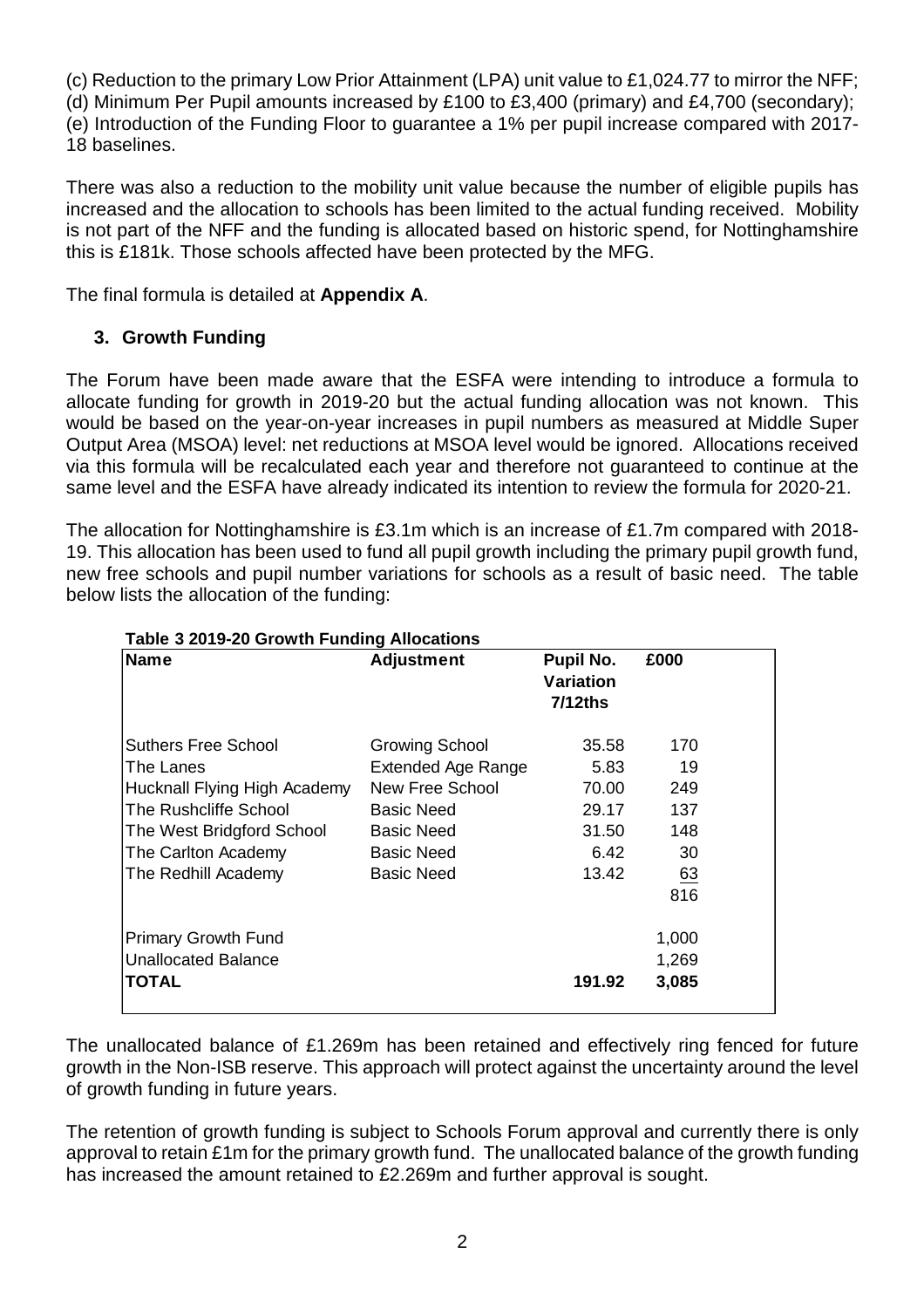(c) Reduction to the primary Low Prior Attainment (LPA) unit value to £1,024.77 to mirror the NFF;
(d) Minimum Per Pupil amounts increased by £100 to £3,400 (primary) and £4,700 (secondary);
(e) Introduction of the Funding Floor to guarantee a 1% per pupil increase compared with 2017-18 baselines.

There was also a reduction to the mobility unit value because the number of eligible pupils has increased and the allocation to schools has been limited to the actual funding received. Mobility is not part of the NFF and the funding is allocated based on historic spend, for Nottinghamshire this is £181k. Those schools affected have been protected by the MFG.

The final formula is detailed at **Appendix A**.

## 3. Growth Funding

The Forum have been made aware that the ESFA were intending to introduce a formula to allocate funding for growth in 2019-20 but the actual funding allocation was not known. This would be based on the year-on-year increases in pupil numbers as measured at Middle Super Output Area (MSOA) level: net reductions at MSOA level would be ignored. Allocations received via this formula will be recalculated each year and therefore not guaranteed to continue at the same level and the ESFA have already indicated its intention to review the formula for 2020-21.

The allocation for Nottinghamshire is £3.1m which is an increase of £1.7m compared with 2018-19. This allocation has been used to fund all pupil growth including the primary pupil growth fund, new free schools and pupil number variations for schools as a result of basic need. The table below lists the allocation of the funding:

**Table 3 2019-20 Growth Funding Allocations**

| Name | Adjustment | Pupil No. Variation 7/12ths | £000 |
|---|---|---|---|
| Suthers Free School | Growing School | 35.58 | 170 |
| The Lanes | Extended Age Range | 5.83 | 19 |
| Hucknall Flying High Academy | New Free School | 70.00 | 249 |
| The Rushcliffe School | Basic Need | 29.17 | 137 |
| The West Bridgford School | Basic Need | 31.50 | 148 |
| The Carlton Academy | Basic Need | 6.42 | 30 |
| The Redhill Academy | Basic Need | 13.42 | 63 |
| | | | 816 |
| Primary Growth Fund | | | 1,000 |
| Unallocated Balance | | | 1,269 |
| **TOTAL** | | **191.92** | **3,085** |

The unallocated balance of £1.269m has been retained and effectively ring fenced for future growth in the Non-ISB reserve. This approach will protect against the uncertainty around the level of growth funding in future years.

The retention of growth funding is subject to Schools Forum approval and currently there is only approval to retain £1m for the primary growth fund. The unallocated balance of the growth funding has increased the amount retained to £2.269m and further approval is sought.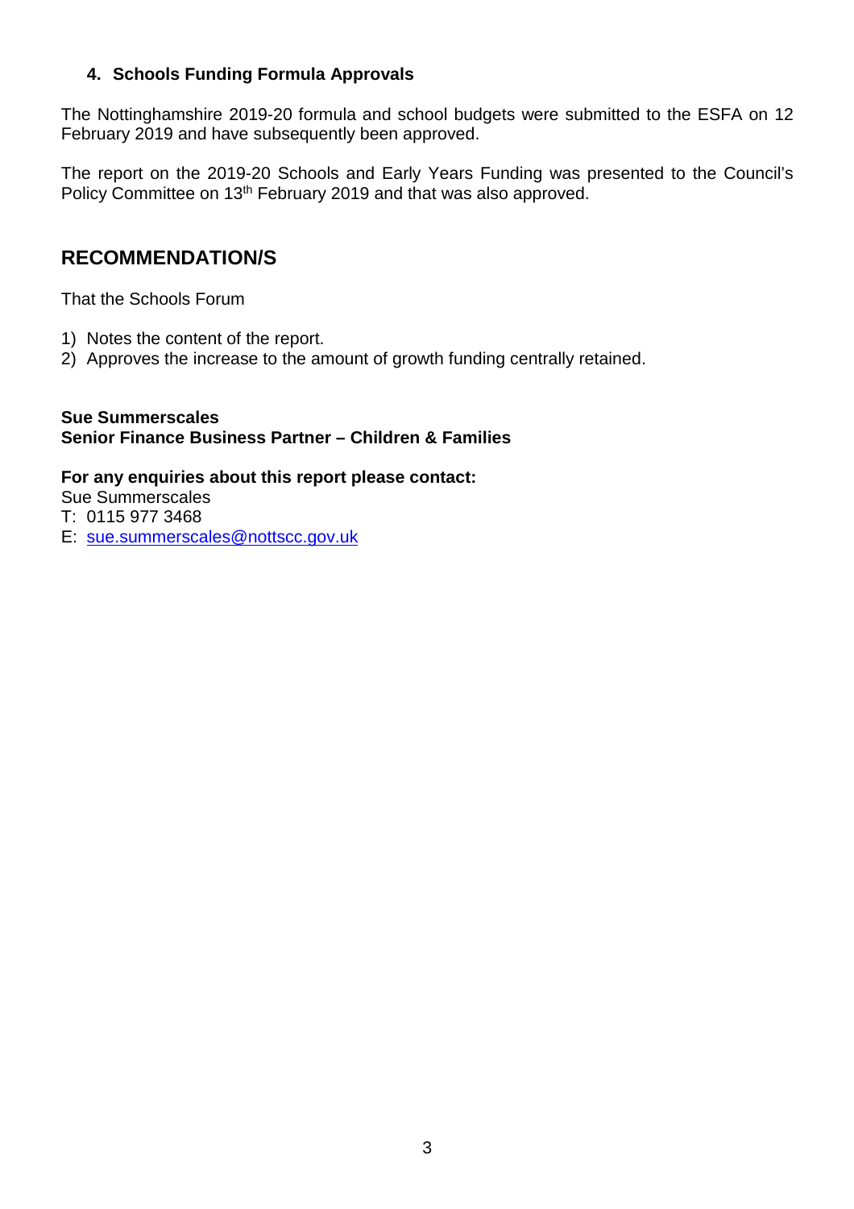### 4. Schools Funding Formula Approvals

The Nottinghamshire 2019-20 formula and school budgets were submitted to the ESFA on 12 February 2019 and have subsequently been approved.

The report on the 2019-20 Schools and Early Years Funding was presented to the Council's Policy Committee on 13th February 2019 and that was also approved.

## RECOMMENDATION/S

That the Schools Forum

1) Notes the content of the report.
2) Approves the increase to the amount of growth funding centrally retained.

**Sue Summerscales**
**Senior Finance Business Partner – Children & Families**

**For any enquiries about this report please contact:**
Sue Summerscales
T: 0115 977 3468
E: sue.summerscales@nottscc.gov.uk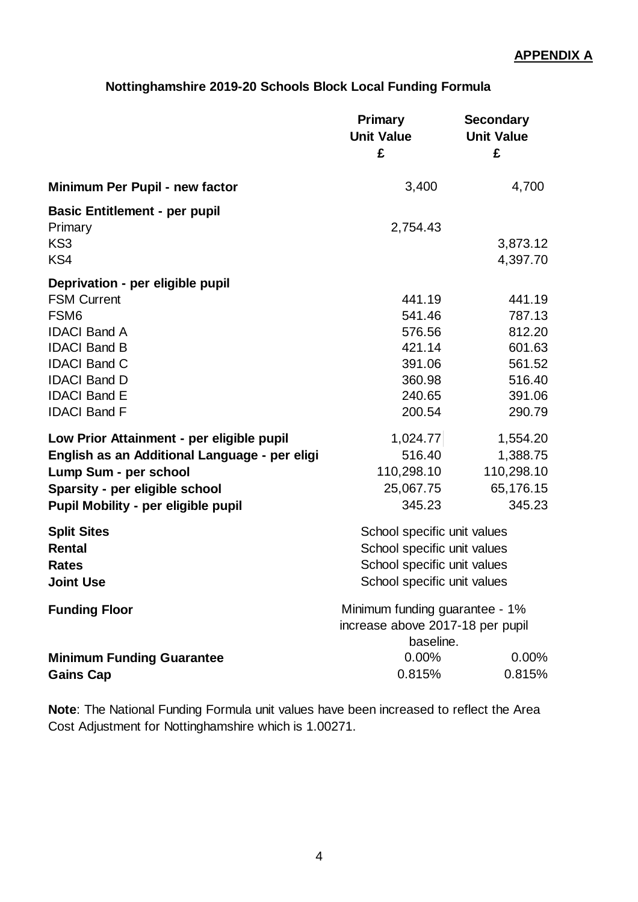**APPENDIX A**

## Nottinghamshire 2019-20 Schools Block Local Funding Formula

| | Primary Unit Value £ | Secondary Unit Value £ |
|---|---|---|
| **Minimum Per Pupil - new factor** | 3,400 | 4,700 |
| **Basic Entitlement - per pupil** | | |
| Primary | 2,754.43 | |
| KS3 | | 3,873.12 |
| KS4 | | 4,397.70 |
| **Deprivation - per eligible pupil** | | |
| FSM Current | 441.19 | 441.19 |
| FSM6 | 541.46 | 787.13 |
| IDACI Band A | 576.56 | 812.20 |
| IDACI Band B | 421.14 | 601.63 |
| IDACI Band C | 391.06 | 561.52 |
| IDACI Band D | 360.98 | 516.40 |
| IDACI Band E | 240.65 | 391.06 |
| IDACI Band F | 200.54 | 290.79 |
| **Low Prior Attainment - per eligible pupil** | 1,024.77 | 1,554.20 |
| **English as an Additional Language - per eligi** | 516.40 | 1,388.75 |
| **Lump Sum - per school** | 110,298.10 | 110,298.10 |
| **Sparsity - per eligible school** | 25,067.75 | 65,176.15 |
| **Pupil Mobility - per eligible pupil** | 345.23 | 345.23 |
| **Split Sites** | School specific unit values | |
| **Rental** | School specific unit values | |
| **Rates** | School specific unit values | |
| **Joint Use** | School specific unit values | |
| **Funding Floor** | Minimum funding guarantee - 1% increase above 2017-18 per pupil baseline. | |
| **Minimum Funding Guarantee** | 0.00% | 0.00% |
| **Gains Cap** | 0.815% | 0.815% |

**Note**: The National Funding Formula unit values have been increased to reflect the Area Cost Adjustment for Nottinghamshire which is 1.00271.